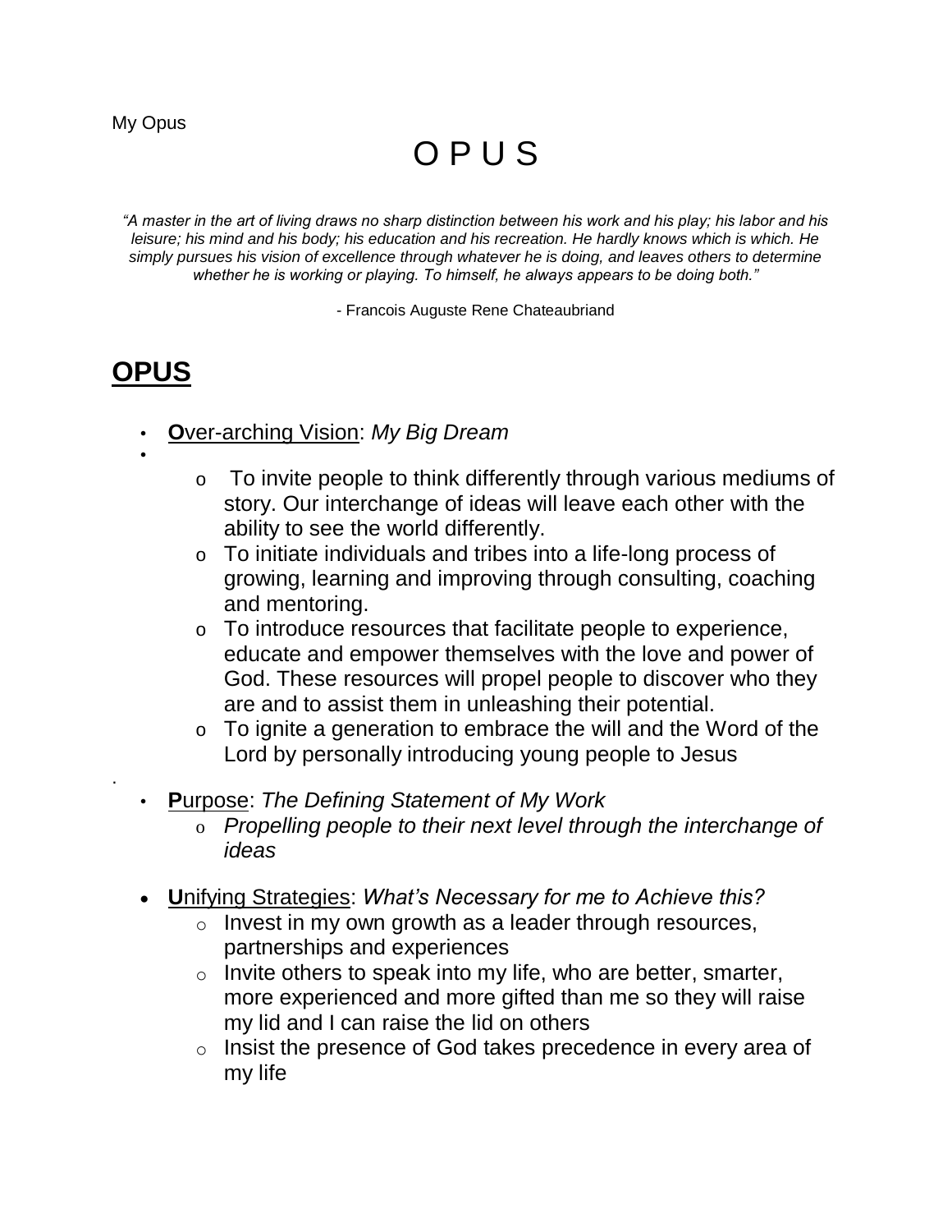My Opus

# O P U S

*"A master in the art of living draws no sharp distinction between his work and his play; his labor and his leisure; his mind and his body; his education and his recreation. He hardly knows which is which. He simply pursues his vision of excellence through whatever he is doing, and leaves others to determine whether he is working or playing. To himself, he always appears to be doing both."*

- Francois Auguste Rene Chateaubriand

## OPUS

- **O**ver-arching Vision: *My Big Dream*
  - To invite people to think differently through various mediums of story. Our interchange of ideas will leave each other with the ability to see the world differently.
  - To initiate individuals and tribes into a life-long process of growing, learning and improving through consulting, coaching and mentoring.
  - To introduce resources that facilitate people to experience, educate and empower themselves with the love and power of God. These resources will propel people to discover who they are and to assist them in unleashing their potential.
  - To ignite a generation to embrace the will and the Word of the Lord by personally introducing young people to Jesus

- **P**urpose: *The Defining Statement of My Work*
  - *Propelling people to their next level through the interchange of ideas*

- **U**nifying Strategies: *What's Necessary for me to Achieve this?*
  - Invest in my own growth as a leader through resources, partnerships and experiences
  - Invite others to speak into my life, who are better, smarter, more experienced and more gifted than me so they will raise my lid and I can raise the lid on others
  - Insist the presence of God takes precedence in every area of my life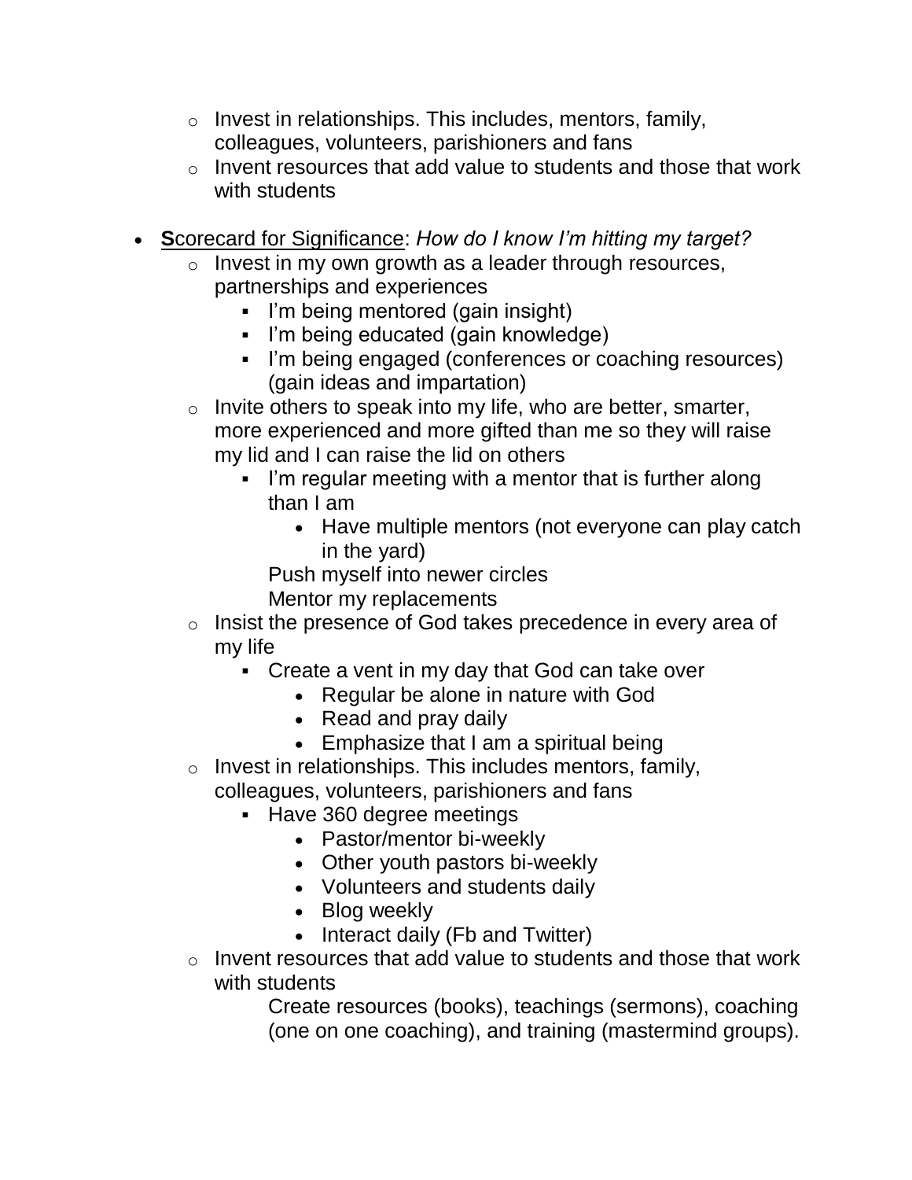- Invest in relationships. This includes, mentors, family, colleagues, volunteers, parishioners and fans
  - Invent resources that add value to students and those that work with students

- <u>**S**corecard for Significance</u>: *How do I know I'm hitting my target?*
  - Invest in my own growth as a leader through resources, partnerships and experiences
    - I'm being mentored (gain insight)
    - I'm being educated (gain knowledge)
    - I'm being engaged (conferences or coaching resources) (gain ideas and impartation)
  - Invite others to speak into my life, who are better, smarter, more experienced and more gifted than me so they will raise my lid and I can raise the lid on others
    - I'm regular meeting with a mentor that is further along than I am
      - Have multiple mentors (not everyone can play catch in the yard)

      Push myself into newer circles

      Mentor my replacements
  - Insist the presence of God takes precedence in every area of my life
    - Create a vent in my day that God can take over
      - Regular be alone in nature with God
      - Read and pray daily
      - Emphasize that I am a spiritual being
  - Invest in relationships. This includes mentors, family, colleagues, volunteers, parishioners and fans
    - Have 360 degree meetings
      - Pastor/mentor bi-weekly
      - Other youth pastors bi-weekly
      - Volunteers and students daily
      - Blog weekly
      - Interact daily (Fb and Twitter)
  - Invent resources that add value to students and those that work with students

    Create resources (books), teachings (sermons), coaching (one on one coaching), and training (mastermind groups).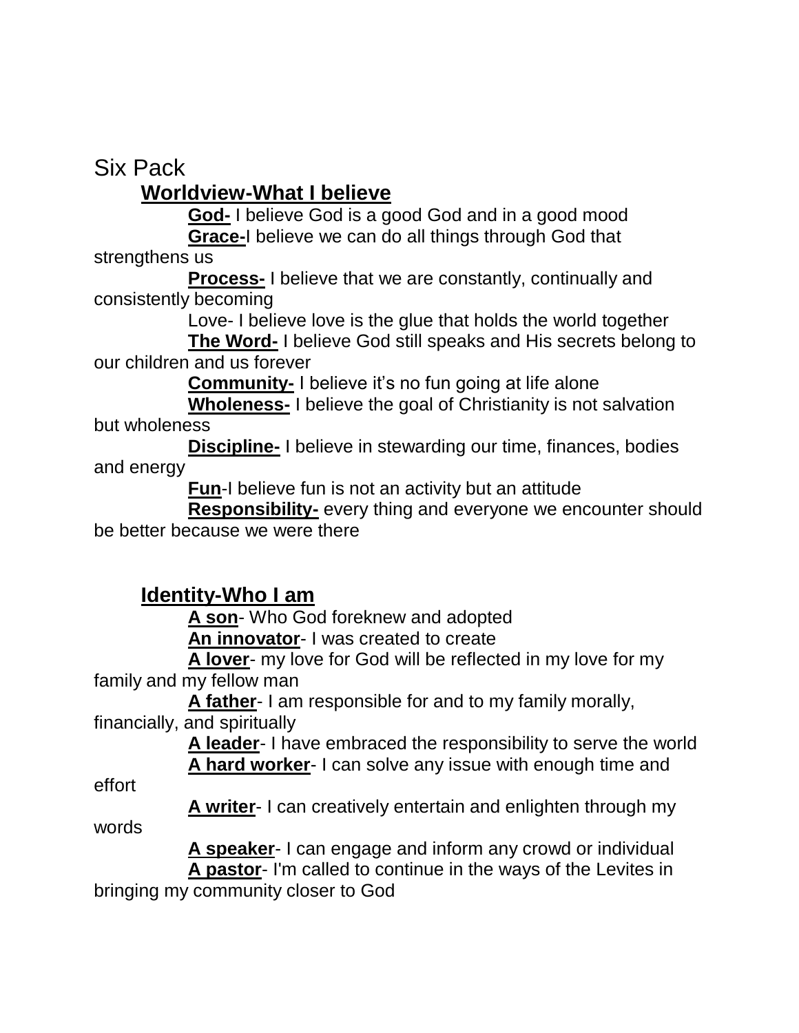# Six Pack

## Worldview-What I believe

**God-** I believe God is a good God and in a good mood

**Grace-**I believe we can do all things through God that strengthens us

**Process-** I believe that we are constantly, continually and consistently becoming

Love- I believe love is the glue that holds the world together

**The Word-** I believe God still speaks and His secrets belong to our children and us forever

**Community-** I believe it's no fun going at life alone

**Wholeness-** I believe the goal of Christianity is not salvation but wholeness

**Discipline-** I believe in stewarding our time, finances, bodies and energy

**Fun**-I believe fun is not an activity but an attitude

**Responsibility-** every thing and everyone we encounter should be better because we were there

## Identity-Who I am

**A son**- Who God foreknew and adopted

**An innovator**- I was created to create

**A lover**- my love for God will be reflected in my love for my family and my fellow man

**A father**- I am responsible for and to my family morally, financially, and spiritually

**A leader**- I have embraced the responsibility to serve the world

**A hard worker**- I can solve any issue with enough time and effort

**A writer**- I can creatively entertain and enlighten through my words

**A speaker**- I can engage and inform any crowd or individual

**A pastor**- I'm called to continue in the ways of the Levites in bringing my community closer to God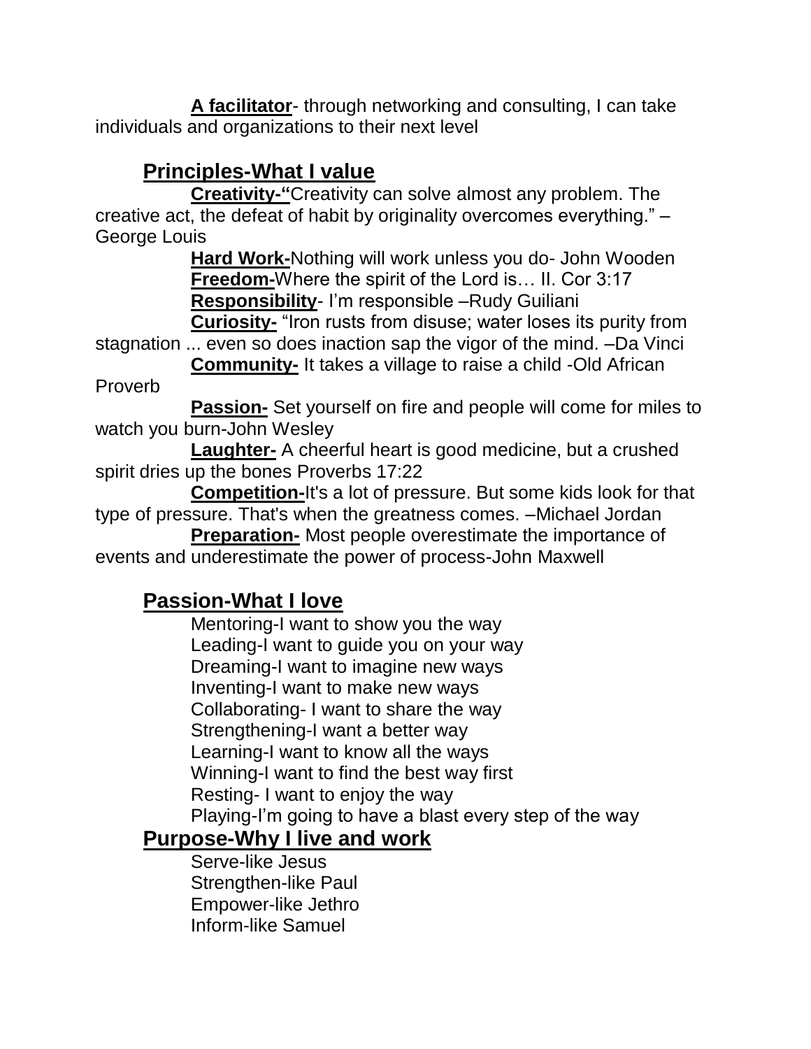**A facilitator**- through networking and consulting, I can take individuals and organizations to their next level

## Principles-What I value

**Creativity-"**Creativity can solve almost any problem. The creative act, the defeat of habit by originality overcomes everything." – George Louis

**Hard Work-**Nothing will work unless you do- John Wooden

**Freedom-**Where the spirit of the Lord is… II. Cor 3:17

**Responsibility**- I'm responsible –Rudy Guiliani

**Curiosity-** "Iron rusts from disuse; water loses its purity from stagnation ... even so does inaction sap the vigor of the mind. –Da Vinci

**Community-** It takes a village to raise a child -Old African Proverb

**Passion-** Set yourself on fire and people will come for miles to watch you burn-John Wesley

**Laughter-** A cheerful heart is good medicine, but a crushed spirit dries up the bones Proverbs 17:22

**Competition-**It's a lot of pressure. But some kids look for that type of pressure. That's when the greatness comes. –Michael Jordan

**Preparation-** Most people overestimate the importance of events and underestimate the power of process-John Maxwell

## Passion-What I love

Mentoring-I want to show you the way
Leading-I want to guide you on your way
Dreaming-I want to imagine new ways
Inventing-I want to make new ways
Collaborating- I want to share the way
Strengthening-I want a better way
Learning-I want to know all the ways
Winning-I want to find the best way first
Resting- I want to enjoy the way
Playing-I'm going to have a blast every step of the way

## Purpose-Why I live and work

Serve-like Jesus
Strengthen-like Paul
Empower-like Jethro
Inform-like Samuel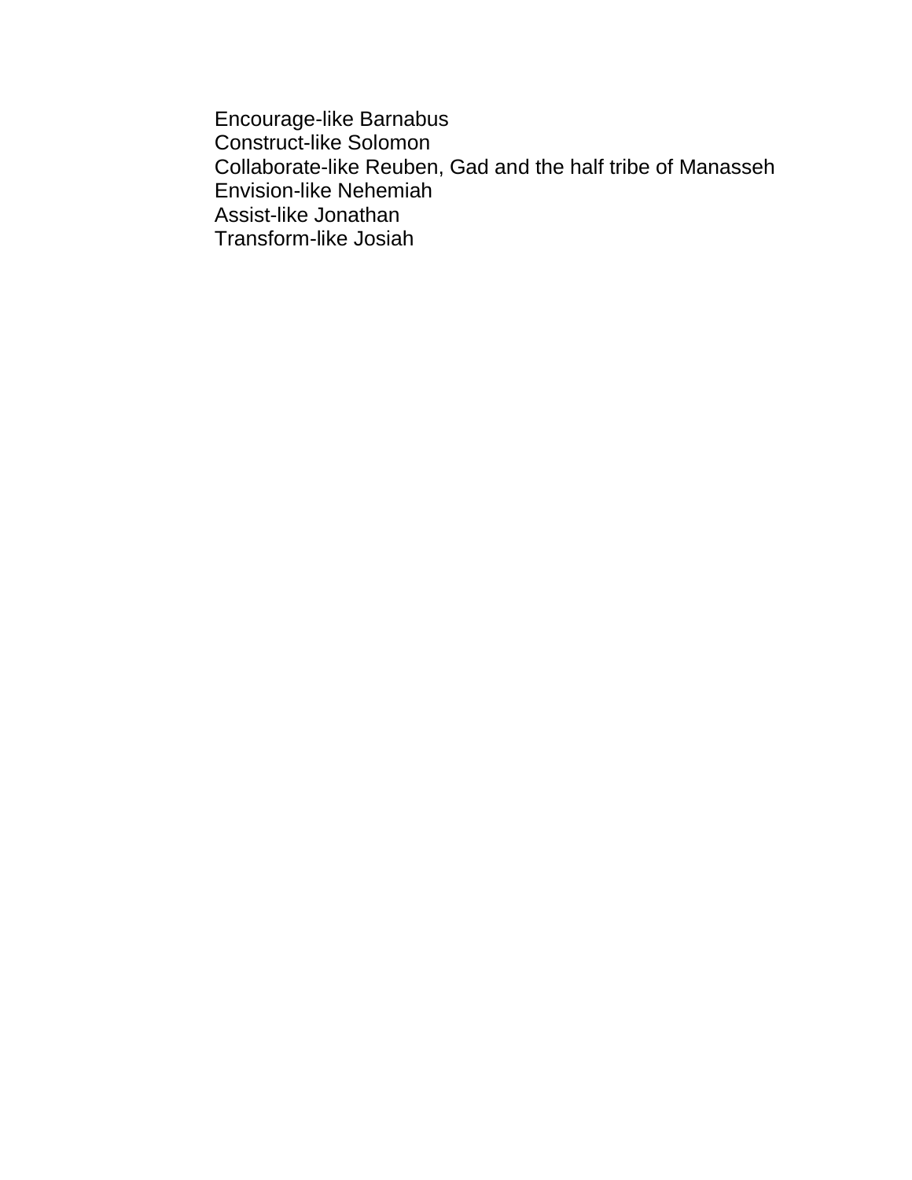Encourage-like Barnabus
Construct-like Solomon
Collaborate-like Reuben, Gad and the half tribe of Manasseh
Envision-like Nehemiah
Assist-like Jonathan
Transform-like Josiah